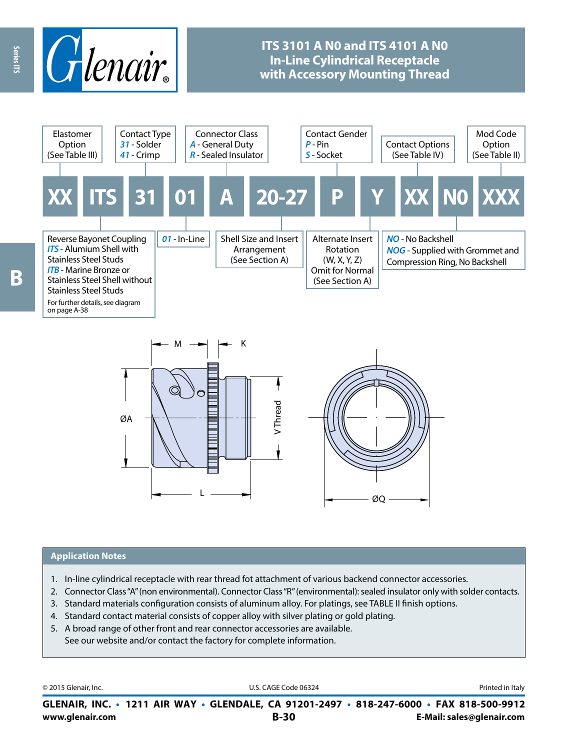# ITS 3101 A N0 and ITS 4101 A N0 In-Line Cylindrical Receptacle with Accessory Mounting Thread

| XX | ITS | 31 | 01 | A | 20-27 | P | Y | XX | N0 | XXX |
|---|---|---|---|---|---|---|---|---|---|---|
| Elastomer Option (See Table III) | Reverse Bayonet Coupling<br>*ITS* - Alumium Shell with Stainless Steel Studs<br>*ITB* - Marine Bronze or Stainless Steel Shell without Stainless Steel Studs<br>For further details, see diagram on page A-38 | Contact Type<br>*31* - Solder<br>*41* - Crimp | *01* - In-Line | Connector Class<br>*A* - General Duty<br>*R* - Sealed Insulator | Shell Size and Insert Arrangement (See Section A) | Contact Gender<br>*P* - Pin<br>*S* - Socket | Alternate Insert Rotation (W, X, Y, Z) Omit for Normal (See Section A) | Contact Options (See Table IV) | *NO* - No Backshell<br>*NOG* - Supplied with Grommet and Compression Ring, No Backshell | Mod Code Option (See Table II) |

M K ØA V Thread L ØQ

## Application Notes

1. In-line cylindrical receptacle with rear thread fot attachment of various backend connector accessories.
2. Connector Class "A" (non environmental). Connector Class "R" (environmental): sealed insulator only with solder contacts.
3. Standard materials configuration consists of aluminum alloy. For platings, see TABLE II finish options.
4. Standard contact material consists of copper alloy with silver plating or gold plating.
5. A broad range of other front and rear connector accessories are available.
   See our website and/or contact the factory for complete information.

© 2015 Glenair, Inc. U.S. CAGE Code 06324 Printed in Italy

**GLENAIR, INC. • 1211 AIR WAY • GLENDALE, CA 91201-2497 • 818-247-6000 • FAX 818-500-9912**
**www.glenair.com** **B-30** **E-Mail: sales@glenair.com**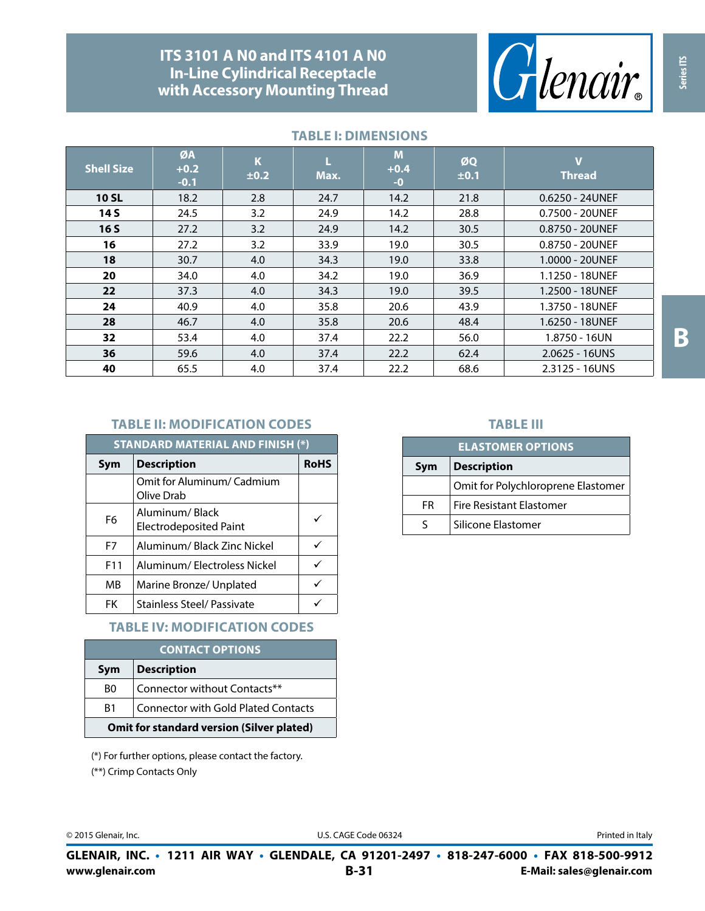# ITS 3101 A N0 and ITS 4101 A N0 In-Line Cylindrical Receptacle with Accessory Mounting Thread

## TABLE I: DIMENSIONS

| Shell Size | ØA +0.2 -0.1 | K ±0.2 | L Max. | M +0.4 -0 | ØQ ±0.1 | V Thread |
|---|---|---|---|---|---|---|
| 10 SL | 18.2 | 2.8 | 24.7 | 14.2 | 21.8 | 0.6250 - 24UNEF |
| 14 S | 24.5 | 3.2 | 24.9 | 14.2 | 28.8 | 0.7500 - 20UNEF |
| 16 S | 27.2 | 3.2 | 24.9 | 14.2 | 30.5 | 0.8750 - 20UNEF |
| 16 | 27.2 | 3.2 | 33.9 | 19.0 | 30.5 | 0.8750 - 20UNEF |
| 18 | 30.7 | 4.0 | 34.3 | 19.0 | 33.8 | 1.0000 - 20UNEF |
| 20 | 34.0 | 4.0 | 34.2 | 19.0 | 36.9 | 1.1250 - 18UNEF |
| 22 | 37.3 | 4.0 | 34.3 | 19.0 | 39.5 | 1.2500 - 18UNEF |
| 24 | 40.9 | 4.0 | 35.8 | 20.6 | 43.9 | 1.3750 - 18UNEF |
| 28 | 46.7 | 4.0 | 35.8 | 20.6 | 48.4 | 1.6250 - 18UNEF |
| 32 | 53.4 | 4.0 | 37.4 | 22.2 | 56.0 | 1.8750 - 16UN |
| 36 | 59.6 | 4.0 | 37.4 | 22.2 | 62.4 | 2.0625 - 16UNS |
| 40 | 65.5 | 4.0 | 37.4 | 22.2 | 68.6 | 2.3125 - 16UNS |

## TABLE II: MODIFICATION CODES

| STANDARD MATERIAL AND FINISH (*) | | |
|---|---|---|
| **Sym** | **Description** | **RoHS** |
| | Omit for Aluminum/ Cadmium Olive Drab | |
| F6 | Aluminum/ Black Electrodeposited Paint | ✓ |
| F7 | Aluminum/ Black Zinc Nickel | ✓ |
| F11 | Aluminum/ Electroless Nickel | ✓ |
| MB | Marine Bronze/ Unplated | ✓ |
| FK | Stainless Steel/ Passivate | ✓ |

## TABLE III

| ELASTOMER OPTIONS | |
|---|---|
| **Sym** | **Description** |
| | Omit for Polychloroprene Elastomer |
| FR | Fire Resistant Elastomer |
| S | Silicone Elastomer |

## TABLE IV: MODIFICATION CODES

| CONTACT OPTIONS | |
|---|---|
| **Sym** | **Description** |
| B0 | Connector without Contacts** |
| B1 | Connector with Gold Plated Contacts |
| **Omit for standard version (Silver plated)** | |

(*) For further options, please contact the factory.

(**) Crimp Contacts Only

© 2015 Glenair, Inc. U.S. CAGE Code 06324 Printed in Italy

**GLENAIR, INC. • 1211 AIR WAY • GLENDALE, CA 91201-2497 • 818-247-6000 • FAX 818-500-9912**

**www.glenair.com** **E-Mail: sales@glenair.com**